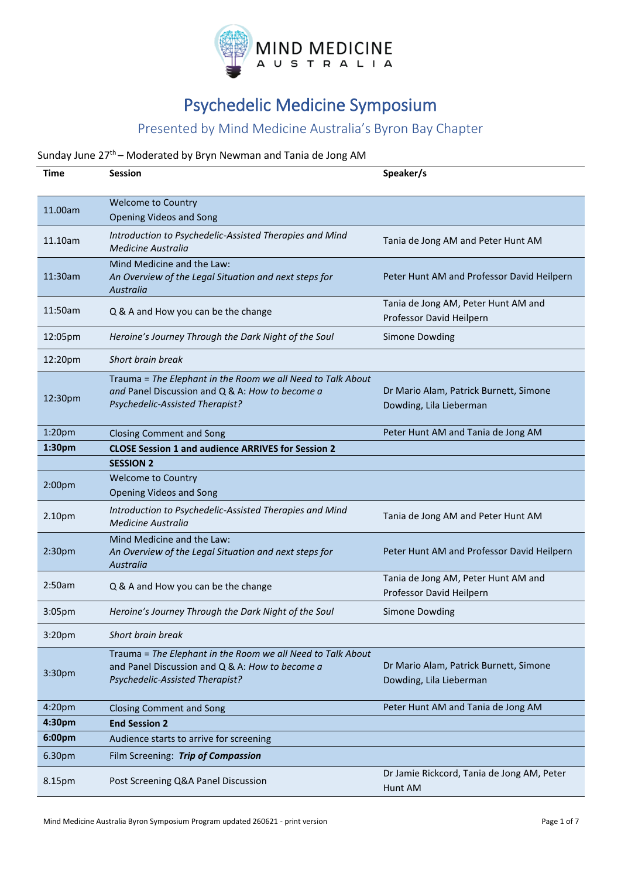MIND MEDICINE AUSTRALIA

# Psychedelic Medicine Symposium

## Presented by Mind Medicine Australia's Byron Bay Chapter

Sunday June 27th – Moderated by Bryn Newman and Tania de Jong AM

| Time | Session | Speaker/s |
|---|---|---|
| 11.00am | Welcome to Country<br>Opening Videos and Song | |
| 11.10am | *Introduction to Psychedelic-Assisted Therapies and Mind Medicine Australia* | Tania de Jong AM and Peter Hunt AM |
| 11:30am | Mind Medicine and the Law:<br>*An Overview of the Legal Situation and next steps for Australia* | Peter Hunt AM and Professor David Heilpern |
| 11:50am | Q & A and How you can be the change | Tania de Jong AM, Peter Hunt AM and Professor David Heilpern |
| 12:05pm | *Heroine's Journey Through the Dark Night of the Soul* | Simone Dowding |
| 12:20pm | *Short brain break* | |
| 12:30pm | Trauma = *The Elephant in the Room we all Need to Talk About and* Panel Discussion and Q & A: *How to become a Psychedelic-Assisted Therapist?* | Dr Mario Alam, Patrick Burnett, Simone Dowding, Lila Lieberman |
| 1:20pm | Closing Comment and Song | Peter Hunt AM and Tania de Jong AM |
| **1:30pm** | **CLOSE Session 1 and audience ARRIVES for Session 2** | |
| | **SESSION 2** | |
| 2:00pm | Welcome to Country<br>Opening Videos and Song | |
| 2.10pm | *Introduction to Psychedelic-Assisted Therapies and Mind Medicine Australia* | Tania de Jong AM and Peter Hunt AM |
| 2:30pm | Mind Medicine and the Law:<br>*An Overview of the Legal Situation and next steps for Australia* | Peter Hunt AM and Professor David Heilpern |
| 2:50am | Q & A and How you can be the change | Tania de Jong AM, Peter Hunt AM and Professor David Heilpern |
| 3:05pm | *Heroine's Journey Through the Dark Night of the Soul* | Simone Dowding |
| 3:20pm | *Short brain break* | |
| 3:30pm | Trauma = *The Elephant in the Room we all Need to Talk About* and Panel Discussion and Q & A: *How to become a Psychedelic-Assisted Therapist?* | Dr Mario Alam, Patrick Burnett, Simone Dowding, Lila Lieberman |
| 4:20pm | Closing Comment and Song | Peter Hunt AM and Tania de Jong AM |
| **4:30pm** | **End Session 2** | |
| **6:00pm** | Audience starts to arrive for screening | |
| 6.30pm | Film Screening: ***Trip of Compassion*** | |
| 8.15pm | Post Screening Q&A Panel Discussion | Dr Jamie Rickcord, Tania de Jong AM, Peter Hunt AM |

Mind Medicine Australia Byron Symposium Program updated 260621 - print version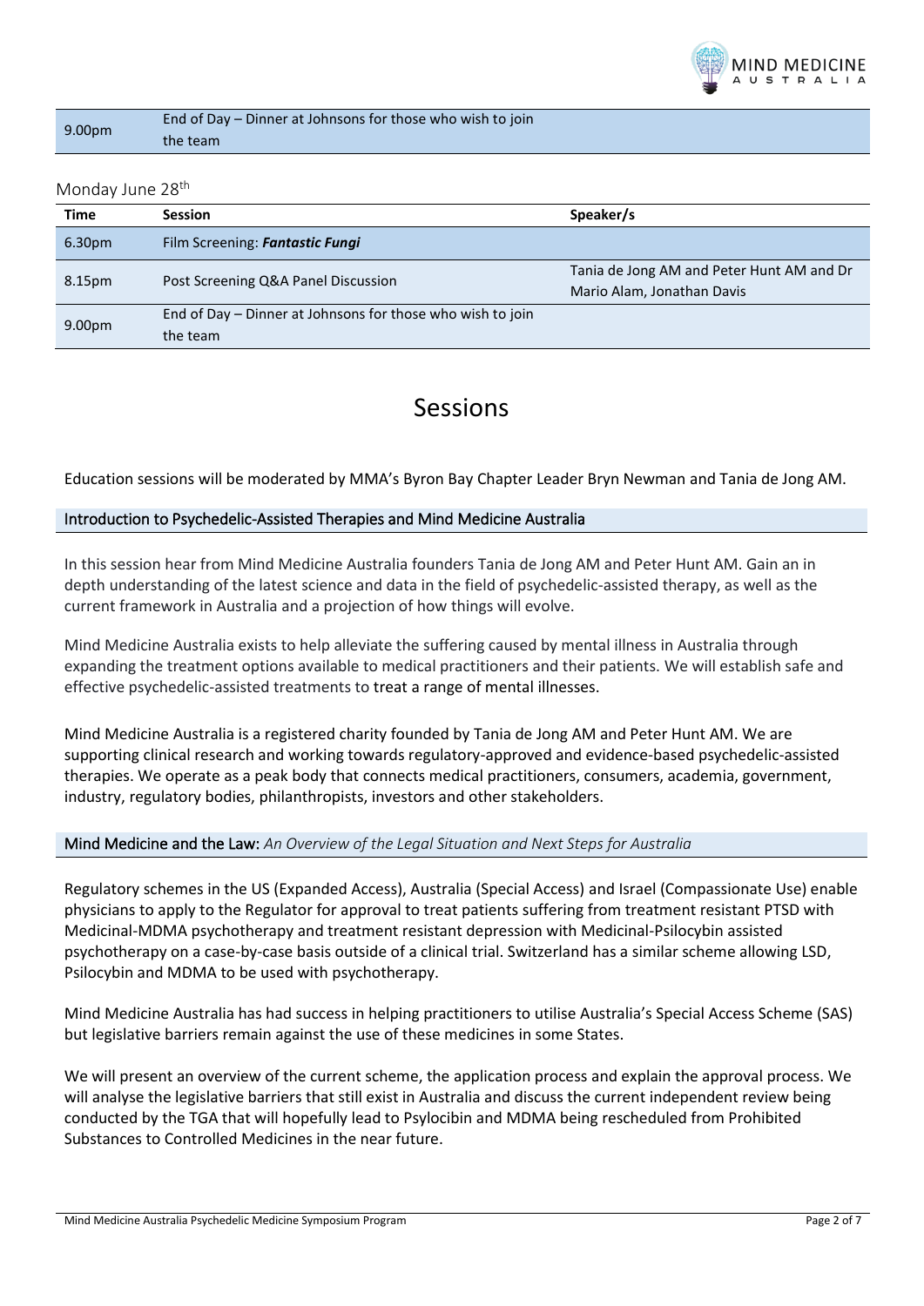| | | |
|---|---|---|
| 9.00pm | End of Day – Dinner at Johnsons for those who wish to join the team | |

Monday June 28th

| Time | Session | Speaker/s |
|---|---|---|
| 6.30pm | Film Screening: ***Fantastic Fungi*** | |
| 8.15pm | Post Screening Q&A Panel Discussion | Tania de Jong AM and Peter Hunt AM and Dr Mario Alam, Jonathan Davis |
| 9.00pm | End of Day – Dinner at Johnsons for those who wish to join the team | |

# Sessions

Education sessions will be moderated by MMA's Byron Bay Chapter Leader Bryn Newman and Tania de Jong AM.

## Introduction to Psychedelic-Assisted Therapies and Mind Medicine Australia

In this session hear from Mind Medicine Australia founders Tania de Jong AM and Peter Hunt AM. Gain an in depth understanding of the latest science and data in the field of psychedelic-assisted therapy, as well as the current framework in Australia and a projection of how things will evolve.

Mind Medicine Australia exists to help alleviate the suffering caused by mental illness in Australia through expanding the treatment options available to medical practitioners and their patients. We will establish safe and effective psychedelic-assisted treatments to treat a range of mental illnesses.

Mind Medicine Australia is a registered charity founded by Tania de Jong AM and Peter Hunt AM. We are supporting clinical research and working towards regulatory-approved and evidence-based psychedelic-assisted therapies. We operate as a peak body that connects medical practitioners, consumers, academia, government, industry, regulatory bodies, philanthropists, investors and other stakeholders.

## Mind Medicine and the Law: *An Overview of the Legal Situation and Next Steps for Australia*

Regulatory schemes in the US (Expanded Access), Australia (Special Access) and Israel (Compassionate Use) enable physicians to apply to the Regulator for approval to treat patients suffering from treatment resistant PTSD with Medicinal-MDMA psychotherapy and treatment resistant depression with Medicinal-Psilocybin assisted psychotherapy on a case-by-case basis outside of a clinical trial. Switzerland has a similar scheme allowing LSD, Psilocybin and MDMA to be used with psychotherapy.

Mind Medicine Australia has had success in helping practitioners to utilise Australia's Special Access Scheme (SAS) but legislative barriers remain against the use of these medicines in some States.

We will present an overview of the current scheme, the application process and explain the approval process. We will analyse the legislative barriers that still exist in Australia and discuss the current independent review being conducted by the TGA that will hopefully lead to Psylocibin and MDMA being rescheduled from Prohibited Substances to Controlled Medicines in the near future.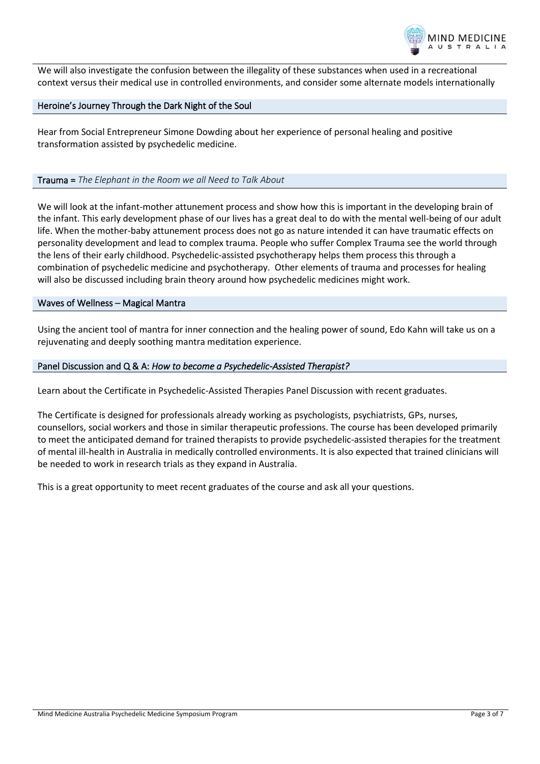We will also investigate the confusion between the illegality of these substances when used in a recreational context versus their medical use in controlled environments, and consider some alternate models internationally

## Heroine's Journey Through the Dark Night of the Soul

Hear from Social Entrepreneur Simone Dowding about her experience of personal healing and positive transformation assisted by psychedelic medicine.

## Trauma = *The Elephant in the Room we all Need to Talk About*

We will look at the infant-mother attunement process and show how this is important in the developing brain of the infant. This early development phase of our lives has a great deal to do with the mental well-being of our adult life. When the mother-baby attunement process does not go as nature intended it can have traumatic effects on personality development and lead to complex trauma. People who suffer Complex Trauma see the world through the lens of their early childhood. Psychedelic-assisted psychotherapy helps them process this through a combination of psychedelic medicine and psychotherapy. Other elements of trauma and processes for healing will also be discussed including brain theory around how psychedelic medicines might work.

## Waves of Wellness – Magical Mantra

Using the ancient tool of mantra for inner connection and the healing power of sound, Edo Kahn will take us on a rejuvenating and deeply soothing mantra meditation experience.

## Panel Discussion and Q & A: *How to become a Psychedelic-Assisted Therapist?*

Learn about the Certificate in Psychedelic-Assisted Therapies Panel Discussion with recent graduates.

The Certificate is designed for professionals already working as psychologists, psychiatrists, GPs, nurses, counsellors, social workers and those in similar therapeutic professions. The course has been developed primarily to meet the anticipated demand for trained therapists to provide psychedelic-assisted therapies for the treatment of mental ill-health in Australia in medically controlled environments. It is also expected that trained clinicians will be needed to work in research trials as they expand in Australia.

This is a great opportunity to meet recent graduates of the course and ask all your questions.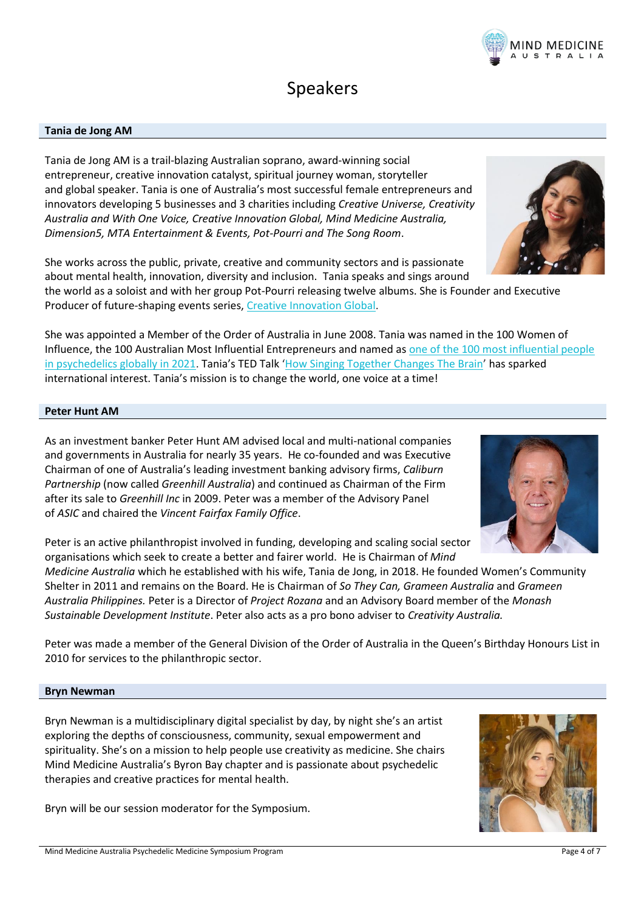# Speakers

## Tania de Jong AM

Tania de Jong AM is a trail-blazing Australian soprano, award-winning social entrepreneur, creative innovation catalyst, spiritual journey woman, storyteller and global speaker. Tania is one of Australia's most successful female entrepreneurs and innovators developing 5 businesses and 3 charities including *Creative Universe, Creativity Australia and With One Voice, Creative Innovation Global, Mind Medicine Australia, Dimension5, MTA Entertainment & Events, Pot-Pourri and The Song Room*.

She works across the public, private, creative and community sectors and is passionate about mental health, innovation, diversity and inclusion. Tania speaks and sings around the world as a soloist and with her group Pot-Pourri releasing twelve albums. She is Founder and Executive Producer of future-shaping events series, Creative Innovation Global.

She was appointed a Member of the Order of Australia in June 2008. Tania was named in the 100 Women of Influence, the 100 Australian Most Influential Entrepreneurs and named as one of the 100 most influential people in psychedelics globally in 2021. Tania's TED Talk 'How Singing Together Changes The Brain' has sparked international interest. Tania's mission is to change the world, one voice at a time!

## Peter Hunt AM

As an investment banker Peter Hunt AM advised local and multi-national companies and governments in Australia for nearly 35 years. He co-founded and was Executive Chairman of one of Australia's leading investment banking advisory firms, *Caliburn Partnership* (now called *Greenhill Australia*) and continued as Chairman of the Firm after its sale to *Greenhill Inc* in 2009. Peter was a member of the Advisory Panel of *ASIC* and chaired the *Vincent Fairfax Family Office*.

Peter is an active philanthropist involved in funding, developing and scaling social sector organisations which seek to create a better and fairer world. He is Chairman of *Mind Medicine Australia* which he established with his wife, Tania de Jong, in 2018. He founded Women's Community Shelter in 2011 and remains on the Board. He is Chairman of *So They Can, Grameen Australia* and *Grameen Australia Philippines.* Peter is a Director of *Project Rozana* and an Advisory Board member of the *Monash Sustainable Development Institute*. Peter also acts as a pro bono adviser to *Creativity Australia.*

Peter was made a member of the General Division of the Order of Australia in the Queen's Birthday Honours List in 2010 for services to the philanthropic sector.

## Bryn Newman

Bryn Newman is a multidisciplinary digital specialist by day, by night she's an artist exploring the depths of consciousness, community, sexual empowerment and spirituality. She's on a mission to help people use creativity as medicine. She chairs Mind Medicine Australia's Byron Bay chapter and is passionate about psychedelic therapies and creative practices for mental health.

Bryn will be our session moderator for the Symposium.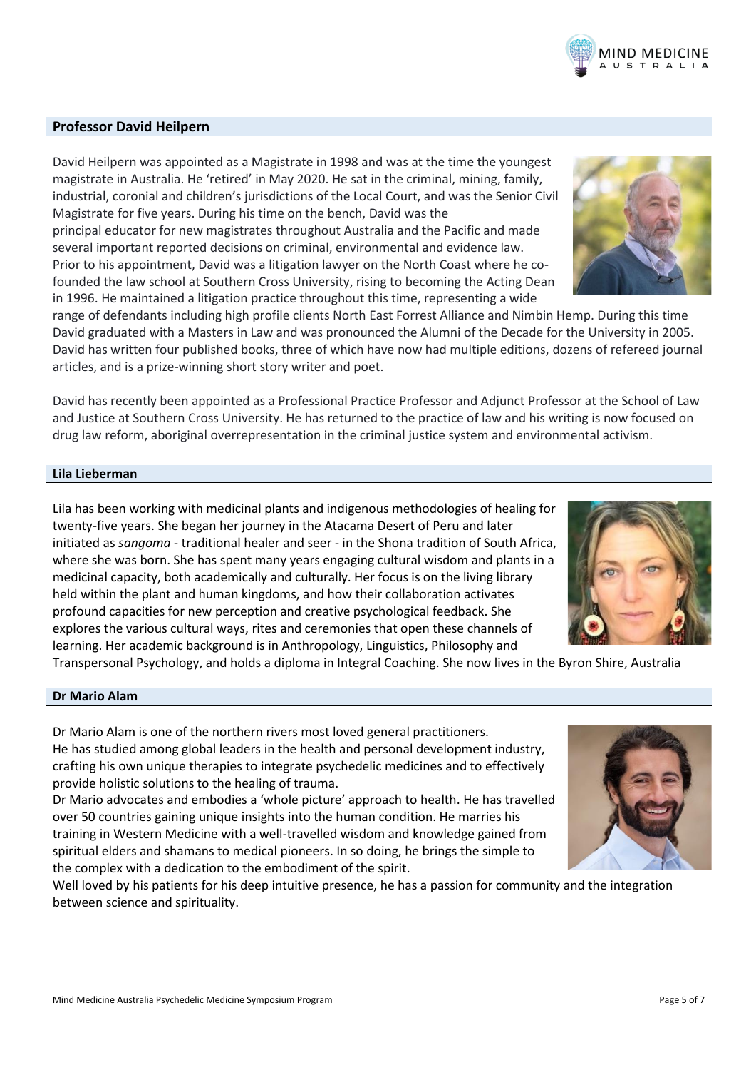## Professor David Heilpern

David Heilpern was appointed as a Magistrate in 1998 and was at the time the youngest magistrate in Australia. He 'retired' in May 2020. He sat in the criminal, mining, family, industrial, coronial and children's jurisdictions of the Local Court, and was the Senior Civil Magistrate for five years. During his time on the bench, David was the principal educator for new magistrates throughout Australia and the Pacific and made several important reported decisions on criminal, environmental and evidence law. Prior to his appointment, David was a litigation lawyer on the North Coast where he co-founded the law school at Southern Cross University, rising to becoming the Acting Dean in 1996. He maintained a litigation practice throughout this time, representing a wide range of defendants including high profile clients North East Forrest Alliance and Nimbin Hemp. During this time David graduated with a Masters in Law and was pronounced the Alumni of the Decade for the University in 2005. David has written four published books, three of which have now had multiple editions, dozens of refereed journal articles, and is a prize-winning short story writer and poet.

David has recently been appointed as a Professional Practice Professor and Adjunct Professor at the School of Law and Justice at Southern Cross University. He has returned to the practice of law and his writing is now focused on drug law reform, aboriginal overrepresentation in the criminal justice system and environmental activism.

## Lila Lieberman

Lila has been working with medicinal plants and indigenous methodologies of healing for twenty-five years. She began her journey in the Atacama Desert of Peru and later initiated as *sangoma* - traditional healer and seer - in the Shona tradition of South Africa, where she was born. She has spent many years engaging cultural wisdom and plants in a medicinal capacity, both academically and culturally. Her focus is on the living library held within the plant and human kingdoms, and how their collaboration activates profound capacities for new perception and creative psychological feedback. She explores the various cultural ways, rites and ceremonies that open these channels of learning. Her academic background is in Anthropology, Linguistics, Philosophy and Transpersonal Psychology, and holds a diploma in Integral Coaching. She now lives in the Byron Shire, Australia

## Dr Mario Alam

Dr Mario Alam is one of the northern rivers most loved general practitioners.
He has studied among global leaders in the health and personal development industry, crafting his own unique therapies to integrate psychedelic medicines and to effectively provide holistic solutions to the healing of trauma.
Dr Mario advocates and embodies a 'whole picture' approach to health. He has travelled over 50 countries gaining unique insights into the human condition. He marries his training in Western Medicine with a well-travelled wisdom and knowledge gained from spiritual elders and shamans to medical pioneers. In so doing, he brings the simple to the complex with a dedication to the embodiment of the spirit.
Well loved by his patients for his deep intuitive presence, he has a passion for community and the integration between science and spirituality.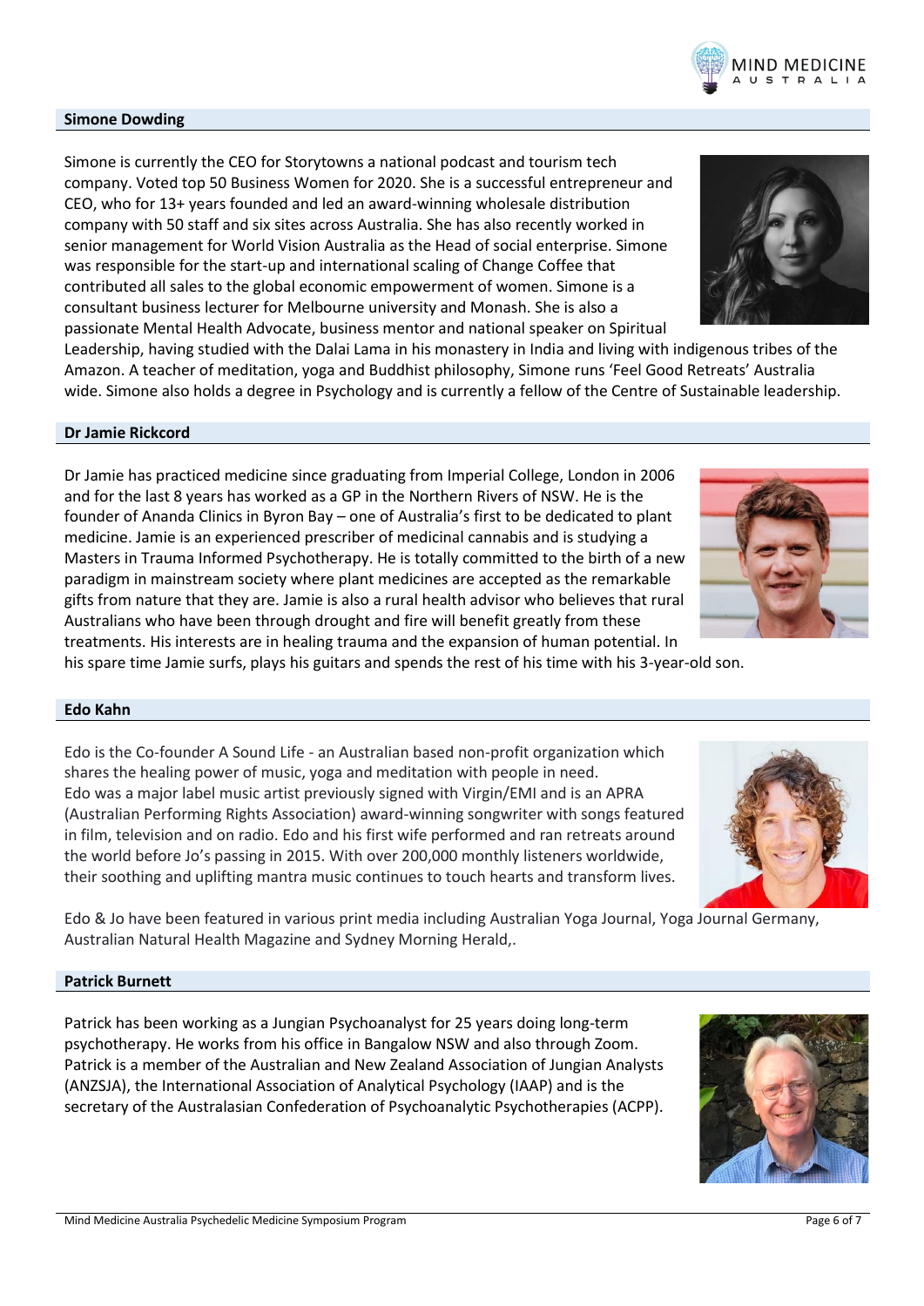## Simone Dowding

Simone is currently the CEO for Storytowns a national podcast and tourism tech company. Voted top 50 Business Women for 2020. She is a successful entrepreneur and CEO, who for 13+ years founded and led an award-winning wholesale distribution company with 50 staff and six sites across Australia. She has also recently worked in senior management for World Vision Australia as the Head of social enterprise. Simone was responsible for the start-up and international scaling of Change Coffee that contributed all sales to the global economic empowerment of women. Simone is a consultant business lecturer for Melbourne university and Monash. She is also a passionate Mental Health Advocate, business mentor and national speaker on Spiritual Leadership, having studied with the Dalai Lama in his monastery in India and living with indigenous tribes of the Amazon. A teacher of meditation, yoga and Buddhist philosophy, Simone runs 'Feel Good Retreats' Australia wide. Simone also holds a degree in Psychology and is currently a fellow of the Centre of Sustainable leadership.

## Dr Jamie Rickcord

Dr Jamie has practiced medicine since graduating from Imperial College, London in 2006 and for the last 8 years has worked as a GP in the Northern Rivers of NSW. He is the founder of Ananda Clinics in Byron Bay – one of Australia's first to be dedicated to plant medicine. Jamie is an experienced prescriber of medicinal cannabis and is studying a Masters in Trauma Informed Psychotherapy. He is totally committed to the birth of a new paradigm in mainstream society where plant medicines are accepted as the remarkable gifts from nature that they are. Jamie is also a rural health advisor who believes that rural Australians who have been through drought and fire will benefit greatly from these treatments. His interests are in healing trauma and the expansion of human potential. In his spare time Jamie surfs, plays his guitars and spends the rest of his time with his 3-year-old son.

## Edo Kahn

Edo is the Co-founder A Sound Life - an Australian based non-profit organization which shares the healing power of music, yoga and meditation with people in need.
Edo was a major label music artist previously signed with Virgin/EMI and is an APRA (Australian Performing Rights Association) award-winning songwriter with songs featured in film, television and on radio. Edo and his first wife performed and ran retreats around the world before Jo's passing in 2015. With over 200,000 monthly listeners worldwide, their soothing and uplifting mantra music continues to touch hearts and transform lives.

Edo & Jo have been featured in various print media including Australian Yoga Journal, Yoga Journal Germany, Australian Natural Health Magazine and Sydney Morning Herald,.

## Patrick Burnett

Patrick has been working as a Jungian Psychoanalyst for 25 years doing long-term psychotherapy. He works from his office in Bangalow NSW and also through Zoom. Patrick is a member of the Australian and New Zealand Association of Jungian Analysts (ANZSJA), the International Association of Analytical Psychology (IAAP) and is the secretary of the Australasian Confederation of Psychoanalytic Psychotherapies (ACPP).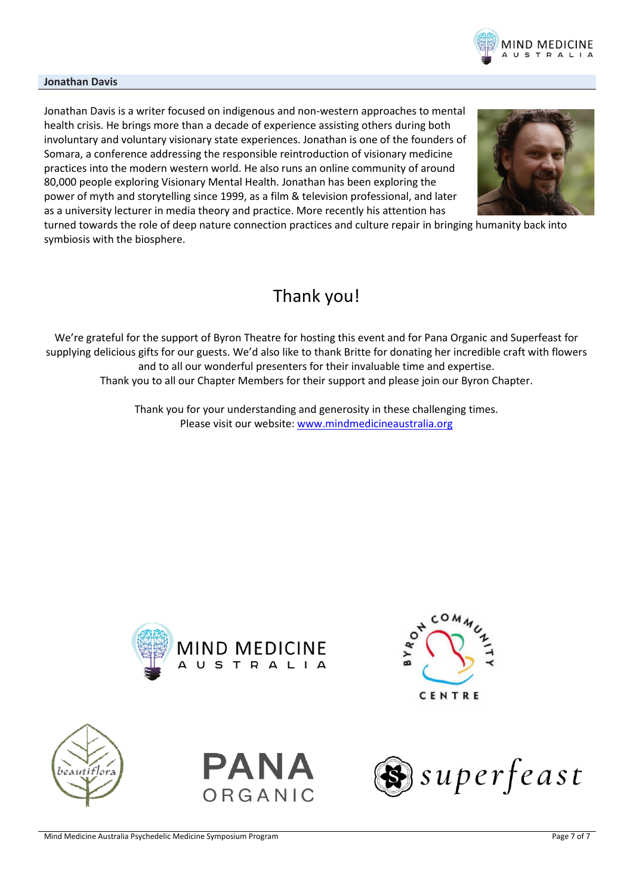## Jonathan Davis

Jonathan Davis is a writer focused on indigenous and non-western approaches to mental health crisis. He brings more than a decade of experience assisting others during both involuntary and voluntary visionary state experiences. Jonathan is one of the founders of Somara, a conference addressing the responsible reintroduction of visionary medicine practices into the modern western world. He also runs an online community of around 80,000 people exploring Visionary Mental Health. Jonathan has been exploring the power of myth and storytelling since 1999, as a film & television professional, and later as a university lecturer in media theory and practice. More recently his attention has turned towards the role of deep nature connection practices and culture repair in bringing humanity back into symbiosis with the biosphere.

# Thank you!

We're grateful for the support of Byron Theatre for hosting this event and for Pana Organic and Superfeast for supplying delicious gifts for our guests. We'd also like to thank Britte for donating her incredible craft with flowers and to all our wonderful presenters for their invaluable time and expertise.
Thank you to all our Chapter Members for their support and please join our Byron Chapter.

Thank you for your understanding and generosity in these challenging times.
Please visit our website: [www.mindmedicineaustralia.org](http://www.mindmedicineaustralia.org)